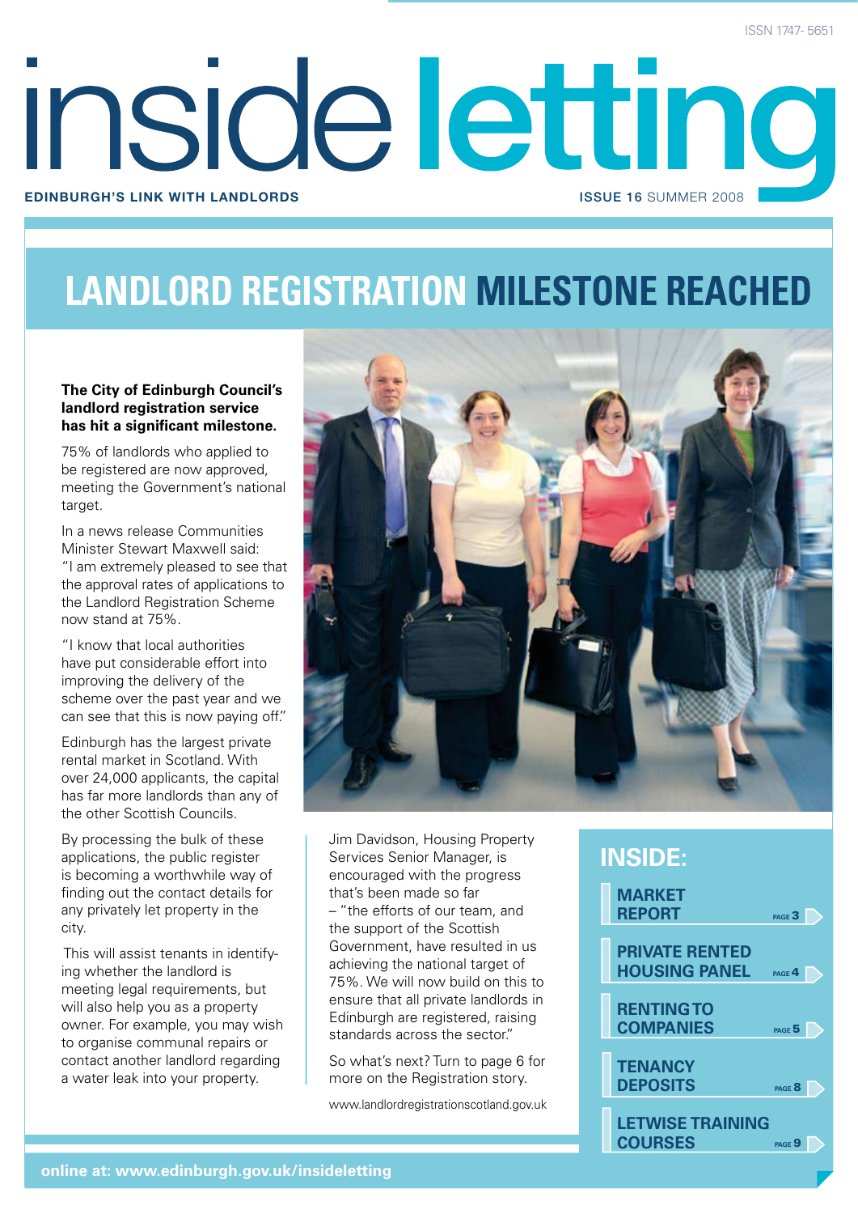ISSN 1747- 5651

# inside letting

**EDINBURGH'S LINK WITH LANDLORDS**

**ISSUE 16** SUMMER 2008

## LANDLORD REGISTRATION MILESTONE REACHED

**The City of Edinburgh Council's landlord registration service has hit a significant milestone.**

75% of landlords who applied to be registered are now approved, meeting the Government's national target.

In a news release Communities Minister Stewart Maxwell said: "I am extremely pleased to see that the approval rates of applications to the Landlord Registration Scheme now stand at 75%.

"I know that local authorities have put considerable effort into improving the delivery of the scheme over the past year and we can see that this is now paying off."

Edinburgh has the largest private rental market in Scotland. With over 24,000 applicants, the capital has far more landlords than any of the other Scottish Councils.

By processing the bulk of these applications, the public register is becoming a worthwhile way of finding out the contact details for any privately let property in the city.

This will assist tenants in identifying whether the landlord is meeting legal requirements, but will also help you as a property owner. For example, you may wish to organise communal repairs or contact another landlord regarding a water leak into your property.

Jim Davidson, Housing Property Services Senior Manager, is encouraged with the progress that's been made so far – "the efforts of our team, and the support of the Scottish Government, have resulted in us achieving the national target of 75%. We will now build on this to ensure that all private landlords in Edinburgh are registered, raising standards across the sector."

So what's next? Turn to page 6 for more on the Registration story.

www.landlordregistrationscotland.gov.uk

### INSIDE:

- **MARKET REPORT** PAGE 3
- **PRIVATE RENTED HOUSING PANEL** PAGE 4
- **RENTING TO COMPANIES** PAGE 5
- **TENANCY DEPOSITS** PAGE 8
- **LETWISE TRAINING COURSES** PAGE 9

**online at: www.edinburgh.gov.uk/insideletting**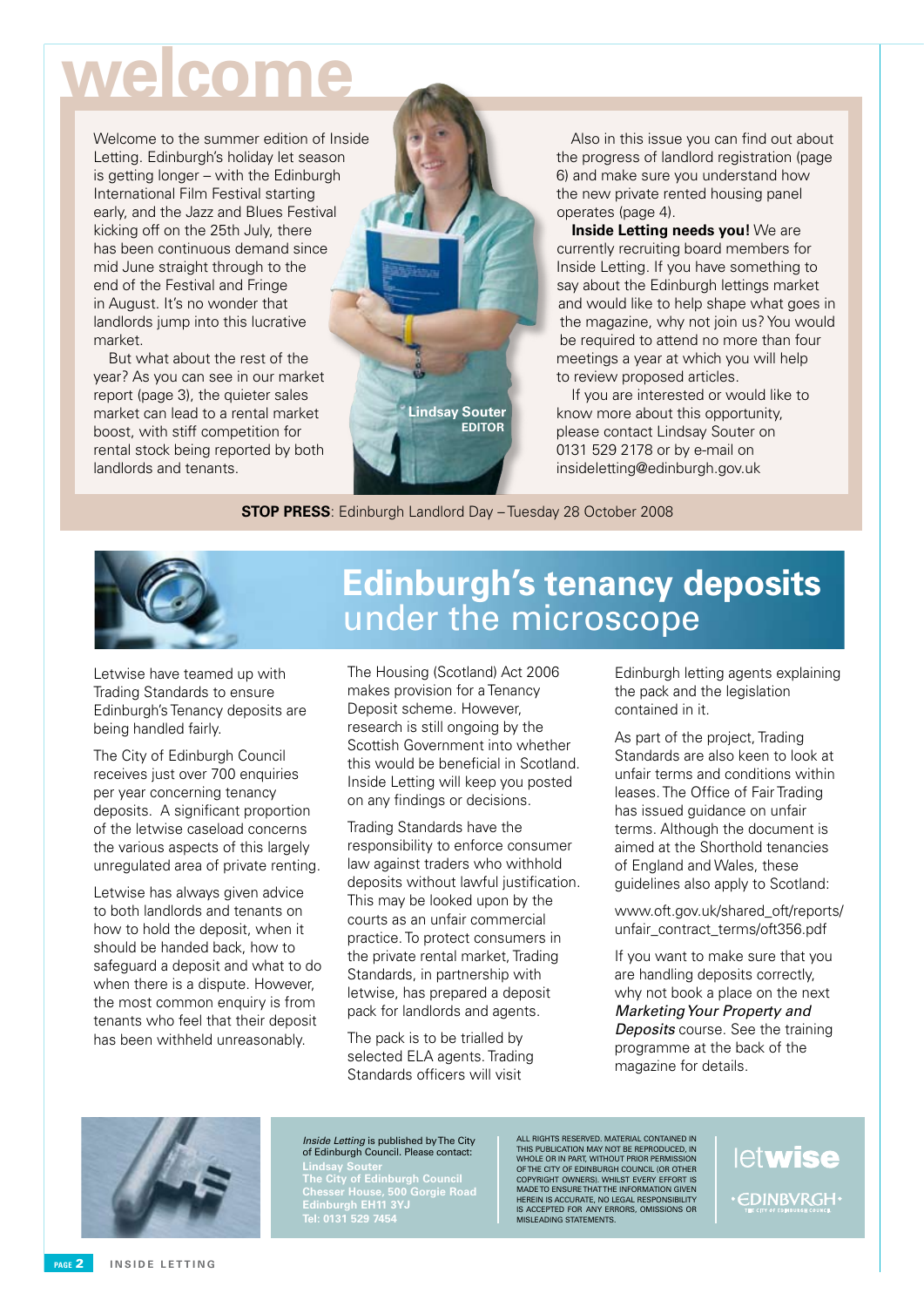# welcome

Welcome to the summer edition of Inside Letting. Edinburgh's holiday let season is getting longer – with the Edinburgh International Film Festival starting early, and the Jazz and Blues Festival kicking off on the 25th July, there has been continuous demand since mid June straight through to the end of the Festival and Fringe in August. It's no wonder that landlords jump into this lucrative market.

But what about the rest of the year? As you can see in our market report (page 3), the quieter sales market can lead to a rental market boost, with stiff competition for rental stock being reported by both landlords and tenants.

**Lindsay Souter**
**EDITOR**

Also in this issue you can find out about the progress of landlord registration (page 6) and make sure you understand how the new private rented housing panel operates (page 4).

**Inside Letting needs you!** We are currently recruiting board members for Inside Letting. If you have something to say about the Edinburgh lettings market and would like to help shape what goes in the magazine, why not join us? You would be required to attend no more than four meetings a year at which you will help to review proposed articles.

If you are interested or would like to know more about this opportunity, please contact Lindsay Souter on 0131 529 2178 or by e-mail on insideletting@edinburgh.gov.uk

**STOP PRESS**: Edinburgh Landlord Day – Tuesday 28 October 2008

## Edinburgh's tenancy deposits under the microscope

Letwise have teamed up with Trading Standards to ensure Edinburgh's Tenancy deposits are being handled fairly.

The City of Edinburgh Council receives just over 700 enquiries per year concerning tenancy deposits. A significant proportion of the letwise caseload concerns the various aspects of this largely unregulated area of private renting.

Letwise has always given advice to both landlords and tenants on how to hold the deposit, when it should be handed back, how to safeguard a deposit and what to do when there is a dispute. However, the most common enquiry is from tenants who feel that their deposit has been withheld unreasonably.

The Housing (Scotland) Act 2006 makes provision for a Tenancy Deposit scheme. However, research is still ongoing by the Scottish Government into whether this would be beneficial in Scotland. Inside Letting will keep you posted on any findings or decisions.

Trading Standards have the responsibility to enforce consumer law against traders who withhold deposits without lawful justification. This may be looked upon by the courts as an unfair commercial practice. To protect consumers in the private rental market, Trading Standards, in partnership with letwise, has prepared a deposit pack for landlords and agents.

The pack is to be trialled by selected ELA agents. Trading Standards officers will visit Edinburgh letting agents explaining the pack and the legislation contained in it.

As part of the project, Trading Standards are also keen to look at unfair terms and conditions within leases. The Office of Fair Trading has issued guidance on unfair terms. Although the document is aimed at the Shorthold tenancies of England and Wales, these guidelines also apply to Scotland:

www.oft.gov.uk/shared_oft/reports/unfair_contract_terms/oft356.pdf

If you want to make sure that you are handling deposits correctly, why not book a place on the next *Marketing Your Property and Deposits* course. See the training programme at the back of the magazine for details.

*Inside Letting* is published by The City of Edinburgh Council. Please contact:
Lindsay Souter
The City of Edinburgh Council
Chesser House, 500 Gorgie Road
Edinburgh EH11 3YJ
Tel: 0131 529 7454

ALL RIGHTS RESERVED. MATERIAL CONTAINED IN THIS PUBLICATION MAY NOT BE REPRODUCED, IN WHOLE OR IN PART, WITHOUT PRIOR PERMISSION OF THE CITY OF EDINBURGH COUNCIL (OR OTHER COPYRIGHT OWNERS). WHILST EVERY EFFORT IS MADE TO ENSURE THAT THE INFORMATION GIVEN HEREIN IS ACCURATE, NO LEGAL RESPONSIBILITY IS ACCEPTED FOR ANY ERRORS, OMISSIONS OR MISLEADING STATEMENTS.

letwise

EDINBVRGH THE CITY OF EDINBURGH COUNCIL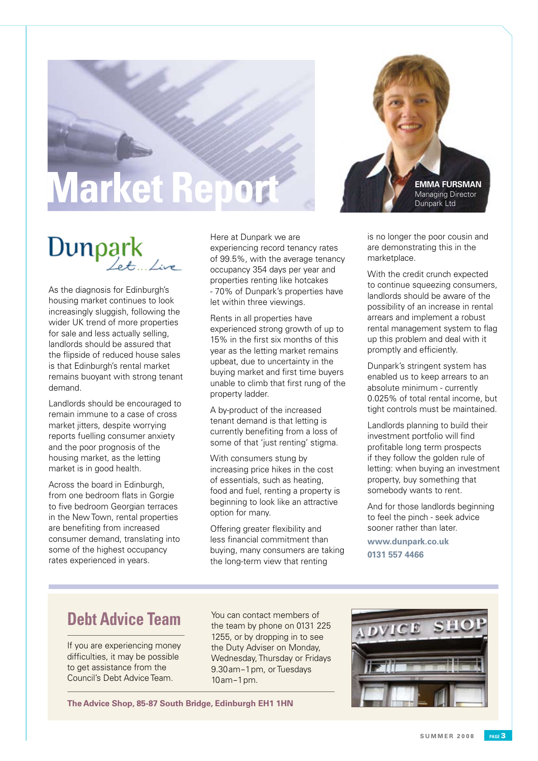# Market Report

**EMMA FURSMAN**
Managing Director
Dunpark Ltd

Dunpark *Let... Live*

As the diagnosis for Edinburgh's housing market continues to look increasingly sluggish, following the wider UK trend of more properties for sale and less actually selling, landlords should be assured that the flipside of reduced house sales is that Edinburgh's rental market remains buoyant with strong tenant demand.

Landlords should be encouraged to remain immune to a case of cross market jitters, despite worrying reports fuelling consumer anxiety and the poor prognosis of the housing market, as the letting market is in good health.

Across the board in Edinburgh, from one bedroom flats in Gorgie to five bedroom Georgian terraces in the New Town, rental properties are benefiting from increased consumer demand, translating into some of the highest occupancy rates experienced in years.

Here at Dunpark we are experiencing record tenancy rates of 99.5%, with the average tenancy occupancy 354 days per year and properties renting like hotcakes - 70% of Dunpark's properties have let within three viewings.

Rents in all properties have experienced strong growth of up to 15% in the first six months of this year as the letting market remains upbeat, due to uncertainty in the buying market and first time buyers unable to climb that first rung of the property ladder.

A by-product of the increased tenant demand is that letting is currently benefiting from a loss of some of that 'just renting' stigma.

With consumers stung by increasing price hikes in the cost of essentials, such as heating, food and fuel, renting a property is beginning to look like an attractive option for many.

Offering greater flexibility and less financial commitment than buying, many consumers are taking the long-term view that renting is no longer the poor cousin and are demonstrating this in the marketplace.

With the credit crunch expected to continue squeezing consumers, landlords should be aware of the possibility of an increase in rental arrears and implement a robust rental management system to flag up this problem and deal with it promptly and efficiently.

Dunpark's stringent system has enabled us to keep arrears to an absolute minimum - currently 0.025% of total rental income, but tight controls must be maintained.

Landlords planning to build their investment portfolio will find profitable long term prospects if they follow the golden rule of letting: when buying an investment property, buy something that somebody wants to rent.

And for those landlords beginning to feel the pinch - seek advice sooner rather than later.

**www.dunpark.co.uk**
**0131 557 4466**

## Debt Advice Team

If you are experiencing money difficulties, it may be possible to get assistance from the Council's Debt Advice Team.

You can contact members of the team by phone on 0131 225 1255, or by dropping in to see the Duty Adviser on Monday, Wednesday, Thursday or Fridays 9.30am–1pm, or Tuesdays 10am–1pm.

**The Advice Shop, 85-87 South Bridge, Edinburgh EH1 1HN**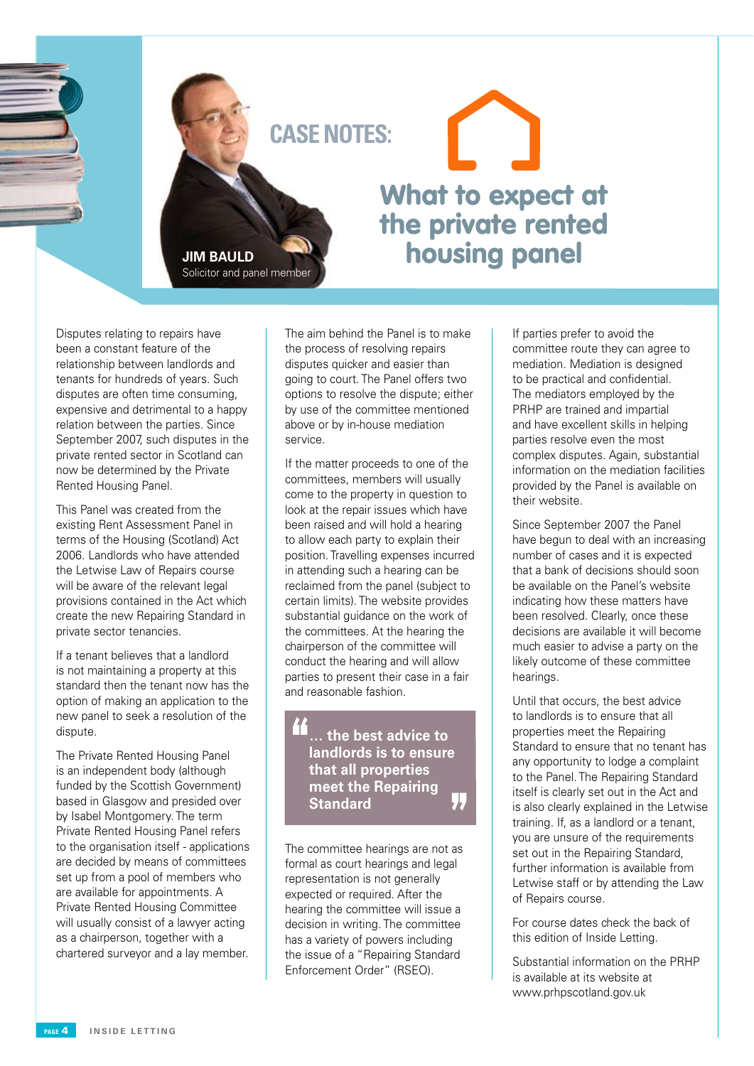# CASE NOTES: What to expect at the private rented housing panel

**JIM BAULD**
Solicitor and panel member

Disputes relating to repairs have been a constant feature of the relationship between landlords and tenants for hundreds of years. Such disputes are often time consuming, expensive and detrimental to a happy relation between the parties. Since September 2007, such disputes in the private rented sector in Scotland can now be determined by the Private Rented Housing Panel.

This Panel was created from the existing Rent Assessment Panel in terms of the Housing (Scotland) Act 2006. Landlords who have attended the Letwise Law of Repairs course will be aware of the relevant legal provisions contained in the Act which create the new Repairing Standard in private sector tenancies.

If a tenant believes that a landlord is not maintaining a property at this standard then the tenant now has the option of making an application to the new panel to seek a resolution of the dispute.

The Private Rented Housing Panel is an independent body (although funded by the Scottish Government) based in Glasgow and presided over by Isabel Montgomery. The term Private Rented Housing Panel refers to the organisation itself - applications are decided by means of committees set up from a pool of members who are available for appointments. A Private Rented Housing Committee will usually consist of a lawyer acting as a chairperson, together with a chartered surveyor and a lay member.

The aim behind the Panel is to make the process of resolving repairs disputes quicker and easier than going to court. The Panel offers two options to resolve the dispute; either by use of the committee mentioned above or by in-house mediation service.

If the matter proceeds to one of the committees, members will usually come to the property in question to look at the repair issues which have been raised and will hold a hearing to allow each party to explain their position. Travelling expenses incurred in attending such a hearing can be reclaimed from the panel (subject to certain limits). The website provides substantial guidance on the work of the committees. At the hearing the chairperson of the committee will conduct the hearing and will allow parties to present their case in a fair and reasonable fashion.

> **"... the best advice to landlords is to ensure that all properties meet the Repairing Standard"**

The committee hearings are not as formal as court hearings and legal representation is not generally expected or required. After the hearing the committee will issue a decision in writing. The committee has a variety of powers including the issue of a "Repairing Standard Enforcement Order" (RSEO).

If parties prefer to avoid the committee route they can agree to mediation. Mediation is designed to be practical and confidential. The mediators employed by the PRHP are trained and impartial and have excellent skills in helping parties resolve even the most complex disputes. Again, substantial information on the mediation facilities provided by the Panel is available on their website.

Since September 2007 the Panel have begun to deal with an increasing number of cases and it is expected that a bank of decisions should soon be available on the Panel's website indicating how these matters have been resolved. Clearly, once these decisions are available it will become much easier to advise a party on the likely outcome of these committee hearings.

Until that occurs, the best advice to landlords is to ensure that all properties meet the Repairing Standard to ensure that no tenant has any opportunity to lodge a complaint to the Panel. The Repairing Standard itself is clearly set out in the Act and is also clearly explained in the Letwise training. If, as a landlord or a tenant, you are unsure of the requirements set out in the Repairing Standard, further information is available from Letwise staff or by attending the Law of Repairs course.

For course dates check the back of this edition of Inside Letting.

Substantial information on the PRHP is available at its website at www.prhpscotland.gov.uk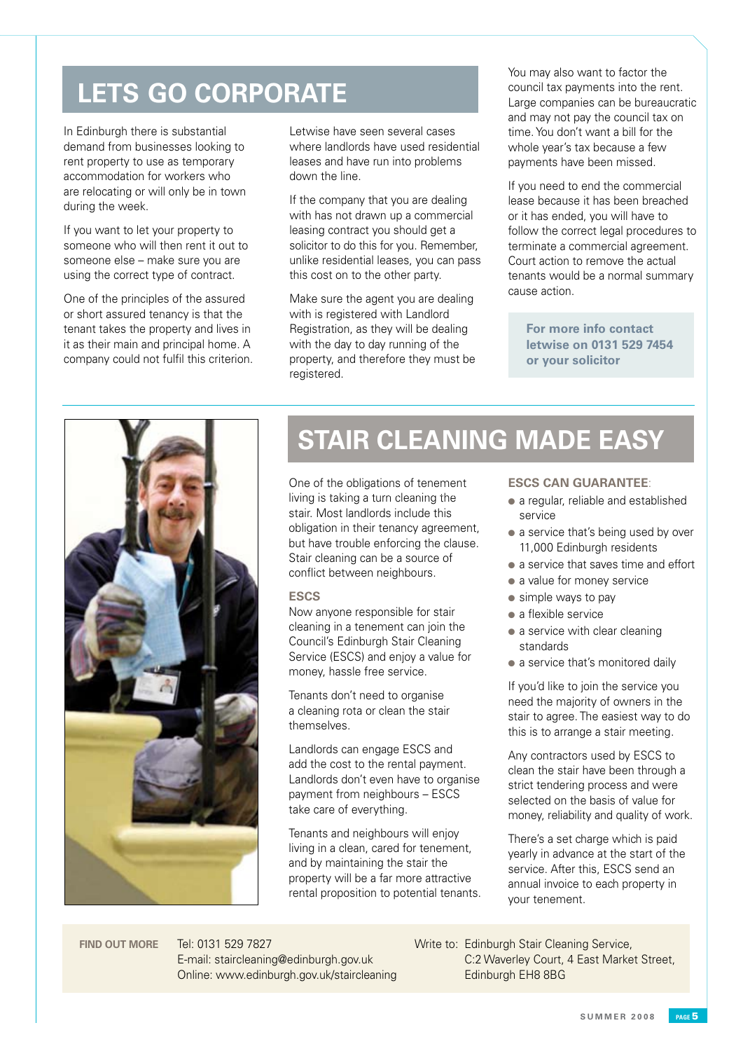# LETS GO CORPORATE

In Edinburgh there is substantial demand from businesses looking to rent property to use as temporary accommodation for workers who are relocating or will only be in town during the week.

If you want to let your property to someone who will then rent it out to someone else – make sure you are using the correct type of contract.

One of the principles of the assured or short assured tenancy is that the tenant takes the property and lives in it as their main and principal home. A company could not fulfil this criterion.

Letwise have seen several cases where landlords have used residential leases and have run into problems down the line.

If the company that you are dealing with has not drawn up a commercial leasing contract you should get a solicitor to do this for you. Remember, unlike residential leases, you can pass this cost on to the other party.

Make sure the agent you are dealing with is registered with Landlord Registration, as they will be dealing with the day to day running of the property, and therefore they must be registered.

You may also want to factor the council tax payments into the rent. Large companies can be bureaucratic and may not pay the council tax on time. You don't want a bill for the whole year's tax because a few payments have been missed.

If you need to end the commercial lease because it has been breached or it has ended, you will have to follow the correct legal procedures to terminate a commercial agreement. Court action to remove the actual tenants would be a normal summary cause action.

**For more info contact letwise on 0131 529 7454 or your solicitor**

# STAIR CLEANING MADE EASY

One of the obligations of tenement living is taking a turn cleaning the stair. Most landlords include this obligation in their tenancy agreement, but have trouble enforcing the clause. Stair cleaning can be a source of conflict between neighbours.

### ESCS

Now anyone responsible for stair cleaning in a tenement can join the Council's Edinburgh Stair Cleaning Service (ESCS) and enjoy a value for money, hassle free service.

Tenants don't need to organise a cleaning rota or clean the stair themselves.

Landlords can engage ESCS and add the cost to the rental payment. Landlords don't even have to organise payment from neighbours – ESCS take care of everything.

Tenants and neighbours will enjoy living in a clean, cared for tenement, and by maintaining the stair the property will be a far more attractive rental proposition to potential tenants.

### ESCS CAN GUARANTEE:

- a regular, reliable and established service
- a service that's being used by over 11,000 Edinburgh residents
- a service that saves time and effort
- a value for money service
- simple ways to pay
- a flexible service
- a service with clear cleaning standards
- a service that's monitored daily

If you'd like to join the service you need the majority of owners in the stair to agree. The easiest way to do this is to arrange a stair meeting.

Any contractors used by ESCS to clean the stair have been through a strict tendering process and were selected on the basis of value for money, reliability and quality of work.

There's a set charge which is paid yearly in advance at the start of the service. After this, ESCS send an annual invoice to each property in your tenement.

**FIND OUT MORE**

Tel: 0131 529 7827
E-mail: staircleaning@edinburgh.gov.uk
Online: www.edinburgh.gov.uk/staircleaning

Write to: Edinburgh Stair Cleaning Service,
C:2 Waverley Court, 4 East Market Street,
Edinburgh EH8 8BG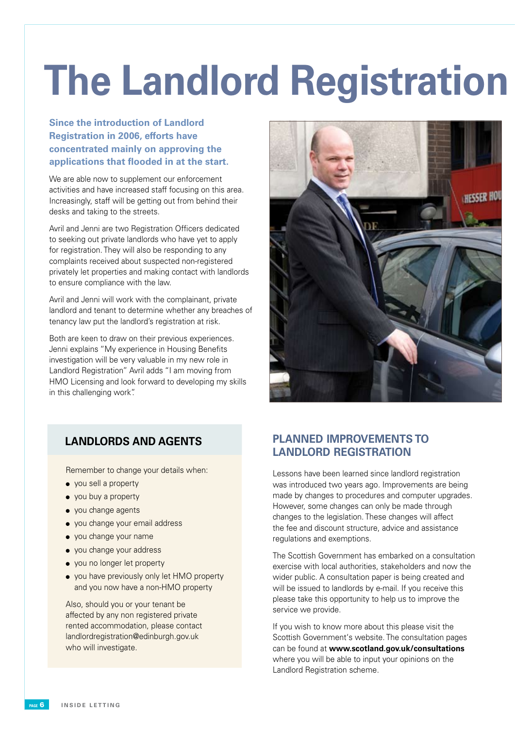# The Landlord Registration

**Since the introduction of Landlord Registration in 2006, efforts have concentrated mainly on approving the applications that flooded in at the start.**

We are able now to supplement our enforcement activities and have increased staff focusing on this area. Increasingly, staff will be getting out from behind their desks and taking to the streets.

Avril and Jenni are two Registration Officers dedicated to seeking out private landlords who have yet to apply for registration. They will also be responding to any complaints received about suspected non-registered privately let properties and making contact with landlords to ensure compliance with the law.

Avril and Jenni will work with the complainant, private landlord and tenant to determine whether any breaches of tenancy law put the landlord's registration at risk.

Both are keen to draw on their previous experiences. Jenni explains "My experience in Housing Benefits investigation will be very valuable in my new role in Landlord Registration" Avril adds "I am moving from HMO Licensing and look forward to developing my skills in this challenging work".

## LANDLORDS AND AGENTS

Remember to change your details when:

- you sell a property
- you buy a property
- you change agents
- you change your email address
- you change your name
- you change your address
- you no longer let property
- you have previously only let HMO property and you now have a non-HMO property

Also, should you or your tenant be affected by any non registered private rented accommodation, please contact landlordregistration@edinburgh.gov.uk who will investigate.

## PLANNED IMPROVEMENTS TO LANDLORD REGISTRATION

Lessons have been learned since landlord registration was introduced two years ago. Improvements are being made by changes to procedures and computer upgrades. However, some changes can only be made through changes to the legislation. These changes will affect the fee and discount structure, advice and assistance regulations and exemptions.

The Scottish Government has embarked on a consultation exercise with local authorities, stakeholders and now the wider public. A consultation paper is being created and will be issued to landlords by e-mail. If you receive this please take this opportunity to help us to improve the service we provide.

If you wish to know more about this please visit the Scottish Government's website. The consultation pages can be found at **www.scotland.gov.uk/consultations** where you will be able to input your opinions on the Landlord Registration scheme.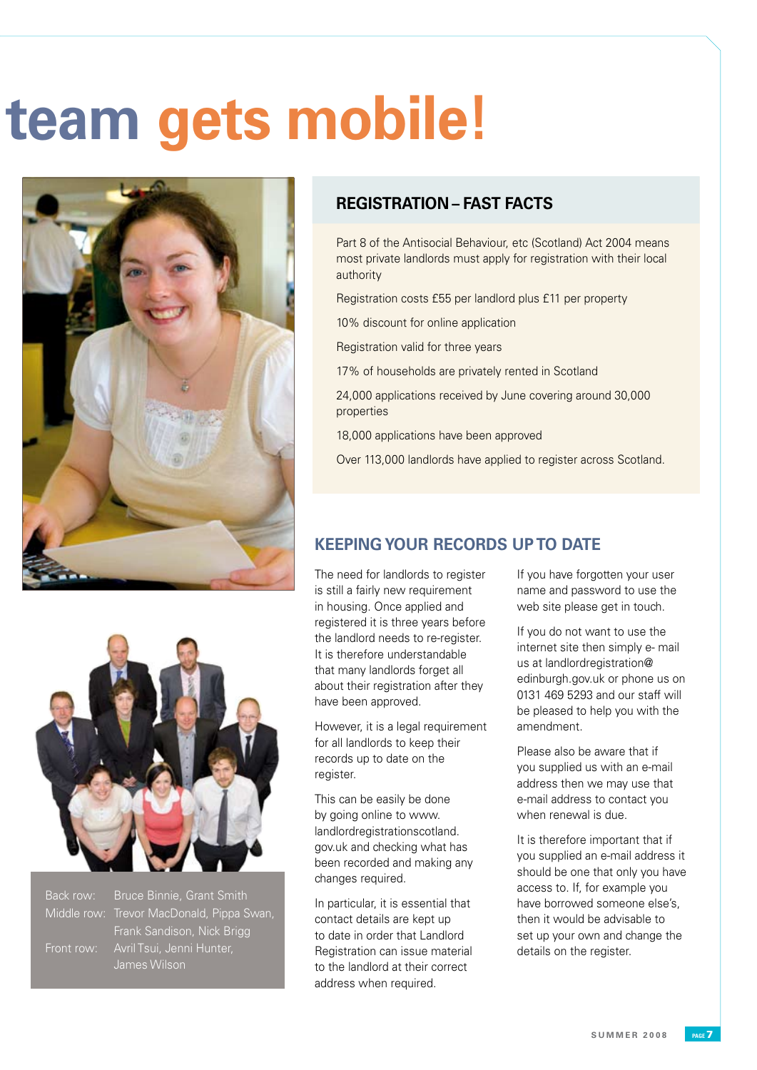# team gets mobile!

Back row: Bruce Binnie, Grant Smith
Middle row: Trevor MacDonald, Pippa Swan, Frank Sandison, Nick Brigg
Front row: Avril Tsui, Jenni Hunter, James Wilson

## REGISTRATION – FAST FACTS

Part 8 of the Antisocial Behaviour, etc (Scotland) Act 2004 means most private landlords must apply for registration with their local authority

Registration costs £55 per landlord plus £11 per property

10% discount for online application

Registration valid for three years

17% of households are privately rented in Scotland

24,000 applications received by June covering around 30,000 properties

18,000 applications have been approved

Over 113,000 landlords have applied to register across Scotland.

## KEEPING YOUR RECORDS UP TO DATE

The need for landlords to register is still a fairly new requirement in housing. Once applied and registered it is three years before the landlord needs to re-register. It is therefore understandable that many landlords forget all about their registration after they have been approved.

However, it is a legal requirement for all landlords to keep their records up to date on the register.

This can be easily be done by going online to www.landlordregistrationscotland.gov.uk and checking what has been recorded and making any changes required.

In particular, it is essential that contact details are kept up to date in order that Landlord Registration can issue material to the landlord at their correct address when required.

If you have forgotten your user name and password to use the web site please get in touch.

If you do not want to use the internet site then simply e- mail us at landlordregistration@edinburgh.gov.uk or phone us on 0131 469 5293 and our staff will be pleased to help you with the amendment.

Please also be aware that if you supplied us with an e-mail address then we may use that e-mail address to contact you when renewal is due.

It is therefore important that if you supplied an e-mail address it should be one that only you have access to. If, for example you have borrowed someone else's, then it would be advisable to set up your own and change the details on the register.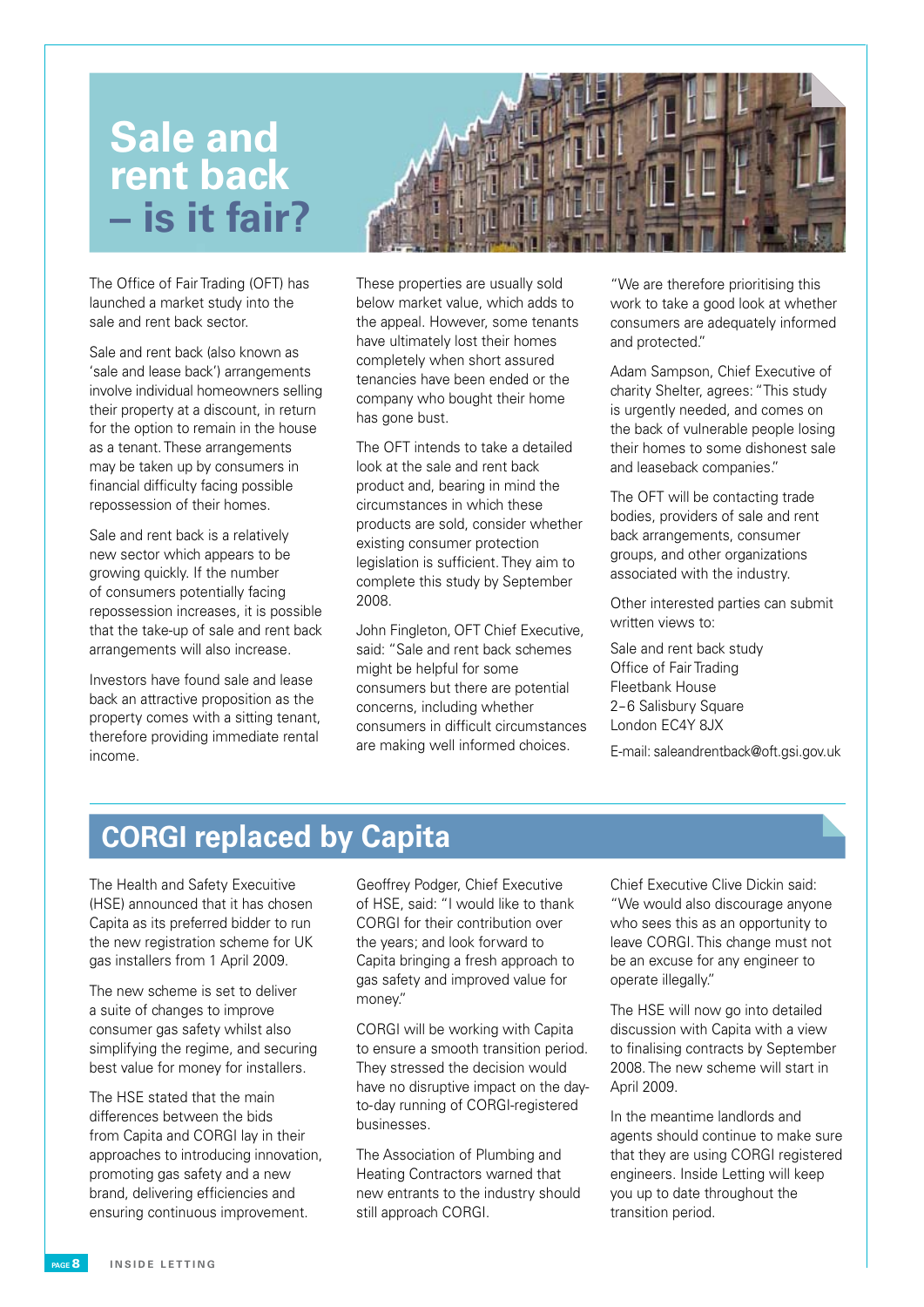# Sale and rent back – is it fair?

The Office of Fair Trading (OFT) has launched a market study into the sale and rent back sector.

Sale and rent back (also known as 'sale and lease back') arrangements involve individual homeowners selling their property at a discount, in return for the option to remain in the house as a tenant. These arrangements may be taken up by consumers in financial difficulty facing possible repossession of their homes.

Sale and rent back is a relatively new sector which appears to be growing quickly. If the number of consumers potentially facing repossession increases, it is possible that the take-up of sale and rent back arrangements will also increase.

Investors have found sale and lease back an attractive proposition as the property comes with a sitting tenant, therefore providing immediate rental income.

These properties are usually sold below market value, which adds to the appeal. However, some tenants have ultimately lost their homes completely when short assured tenancies have been ended or the company who bought their home has gone bust.

The OFT intends to take a detailed look at the sale and rent back product and, bearing in mind the circumstances in which these products are sold, consider whether existing consumer protection legislation is sufficient. They aim to complete this study by September 2008.

John Fingleton, OFT Chief Executive, said: "Sale and rent back schemes might be helpful for some consumers but there are potential concerns, including whether consumers in difficult circumstances are making well informed choices.

"We are therefore prioritising this work to take a good look at whether consumers are adequately informed and protected."

Adam Sampson, Chief Executive of charity Shelter, agrees: "This study is urgently needed, and comes on the back of vulnerable people losing their homes to some dishonest sale and leaseback companies."

The OFT will be contacting trade bodies, providers of sale and rent back arrangements, consumer groups, and other organizations associated with the industry.

Other interested parties can submit written views to:

Sale and rent back study  
Office of Fair Trading  
Fleetbank House  
2–6 Salisbury Square  
London EC4Y 8JX

E-mail: saleandrentback@oft.gsi.gov.uk

## CORGI replaced by Capita

The Health and Safety Executive (HSE) announced that it has chosen Capita as its preferred bidder to run the new registration scheme for UK gas installers from 1 April 2009.

The new scheme is set to deliver a suite of changes to improve consumer gas safety whilst also simplifying the regime, and securing best value for money for installers.

The HSE stated that the main differences between the bids from Capita and CORGI lay in their approaches to introducing innovation, promoting gas safety and a new brand, delivering efficiencies and ensuring continuous improvement.

Geoffrey Podger, Chief Executive of HSE, said: "I would like to thank CORGI for their contribution over the years; and look forward to Capita bringing a fresh approach to gas safety and improved value for money."

CORGI will be working with Capita to ensure a smooth transition period. They stressed the decision would have no disruptive impact on the day-to-day running of CORGI-registered businesses.

The Association of Plumbing and Heating Contractors warned that new entrants to the industry should still approach CORGI.

Chief Executive Clive Dickin said: "We would also discourage anyone who sees this as an opportunity to leave CORGI. This change must not be an excuse for any engineer to operate illegally."

The HSE will now go into detailed discussion with Capita with a view to finalising contracts by September 2008. The new scheme will start in April 2009.

In the meantime landlords and agents should continue to make sure that they are using CORGI registered engineers. Inside Letting will keep you up to date throughout the transition period.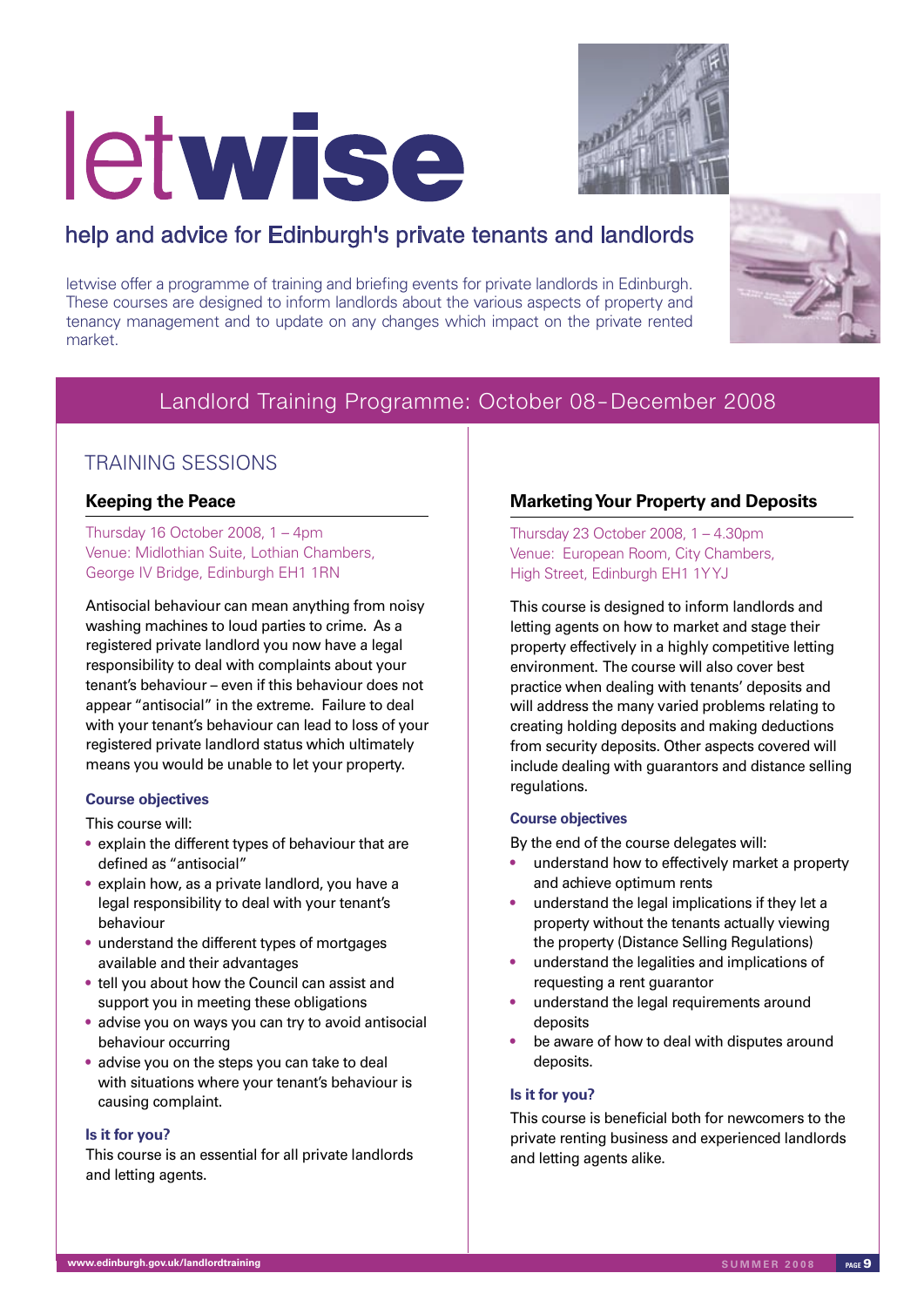# letwise

## help and advice for Edinburgh's private tenants and landlords

letwise offer a programme of training and briefing events for private landlords in Edinburgh. These courses are designed to inform landlords about the various aspects of property and tenancy management and to update on any changes which impact on the private rented market.

## Landlord Training Programme: October 08 – December 2008

## TRAINING SESSIONS

### Keeping the Peace

Thursday 16 October 2008, 1 – 4pm
Venue: Midlothian Suite, Lothian Chambers, George IV Bridge, Edinburgh EH1 1RN

Antisocial behaviour can mean anything from noisy washing machines to loud parties to crime. As a registered private landlord you now have a legal responsibility to deal with complaints about your tenant's behaviour – even if this behaviour does not appear "antisocial" in the extreme. Failure to deal with your tenant's behaviour can lead to loss of your registered private landlord status which ultimately means you would be unable to let your property.

#### Course objectives

This course will:

- explain the different types of behaviour that are defined as "antisocial"
- explain how, as a private landlord, you have a legal responsibility to deal with your tenant's behaviour
- understand the different types of mortgages available and their advantages
- tell you about how the Council can assist and support you in meeting these obligations
- advise you on ways you can try to avoid antisocial behaviour occurring
- advise you on the steps you can take to deal with situations where your tenant's behaviour is causing complaint.

#### Is it for you?

This course is an essential for all private landlords and letting agents.

### Marketing Your Property and Deposits

Thursday 23 October 2008, 1 – 4.30pm
Venue: European Room, City Chambers, High Street, Edinburgh EH1 1YYJ

This course is designed to inform landlords and letting agents on how to market and stage their property effectively in a highly competitive letting environment. The course will also cover best practice when dealing with tenants' deposits and will address the many varied problems relating to creating holding deposits and making deductions from security deposits. Other aspects covered will include dealing with guarantors and distance selling regulations.

#### Course objectives

By the end of the course delegates will:

- understand how to effectively market a property and achieve optimum rents
- understand the legal implications if they let a property without the tenants actually viewing the property (Distance Selling Regulations)
- understand the legalities and implications of requesting a rent guarantor
- understand the legal requirements around deposits
- be aware of how to deal with disputes around deposits.

#### Is it for you?

This course is beneficial both for newcomers to the private renting business and experienced landlords and letting agents alike.

www.edinburgh.gov.uk/landlordtraining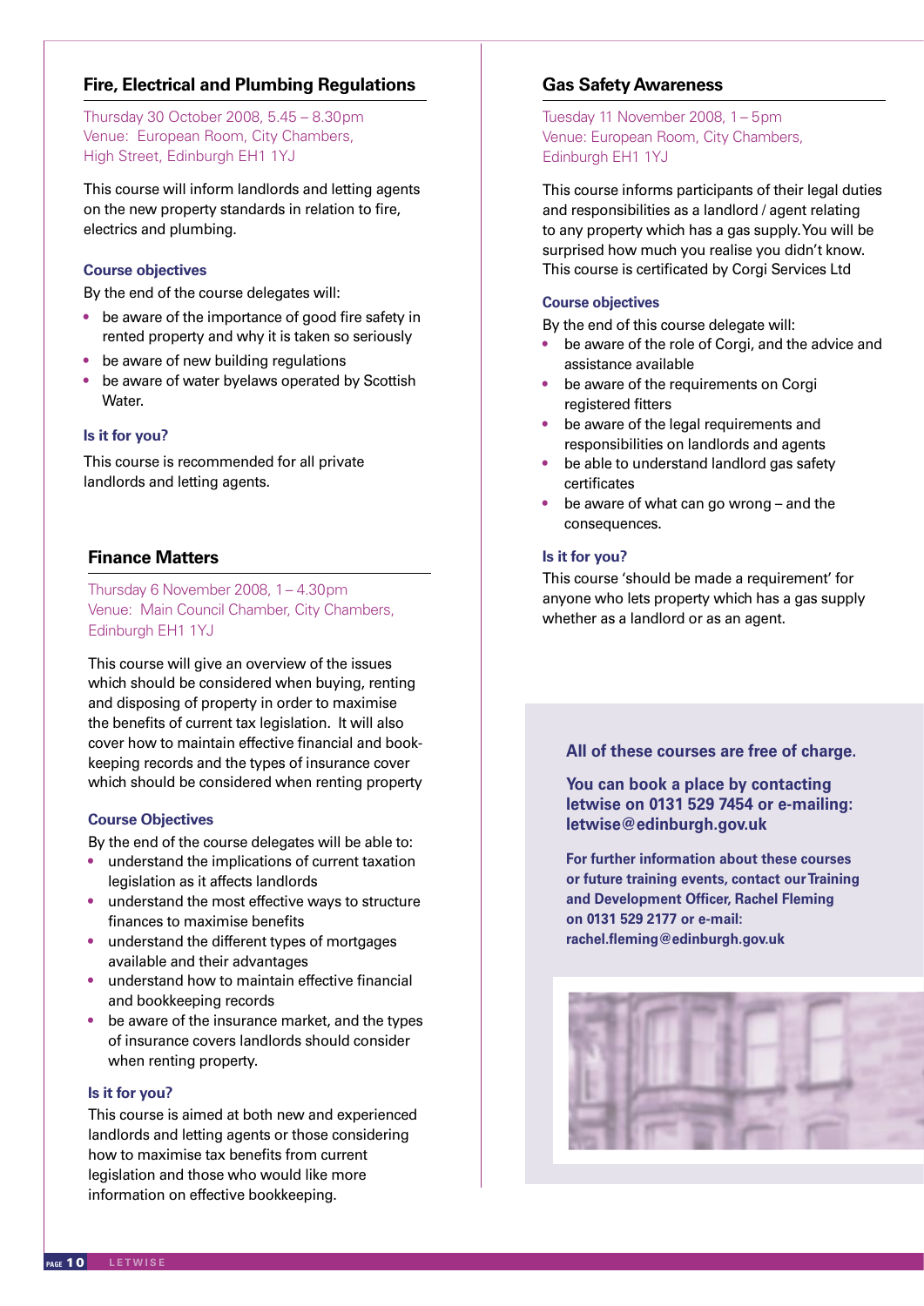## Fire, Electrical and Plumbing Regulations

Thursday 30 October 2008, 5.45 – 8.30pm
Venue: European Room, City Chambers, High Street, Edinburgh EH1 1YJ

This course will inform landlords and letting agents on the new property standards in relation to fire, electrics and plumbing.

### Course objectives

By the end of the course delegates will:

- be aware of the importance of good fire safety in rented property and why it is taken so seriously
- be aware of new building regulations
- be aware of water byelaws operated by Scottish Water.

### Is it for you?

This course is recommended for all private landlords and letting agents.

## Finance Matters

Thursday 6 November 2008, 1 – 4.30pm
Venue: Main Council Chamber, City Chambers, Edinburgh EH1 1YJ

This course will give an overview of the issues which should be considered when buying, renting and disposing of property in order to maximise the benefits of current tax legislation. It will also cover how to maintain effective financial and book-keeping records and the types of insurance cover which should be considered when renting property

### Course Objectives

By the end of the course delegates will be able to:

- understand the implications of current taxation legislation as it affects landlords
- understand the most effective ways to structure finances to maximise benefits
- understand the different types of mortgages available and their advantages
- understand how to maintain effective financial and bookkeeping records
- be aware of the insurance market, and the types of insurance covers landlords should consider when renting property.

### Is it for you?

This course is aimed at both new and experienced landlords and letting agents or those considering how to maximise tax benefits from current legislation and those who would like more information on effective bookkeeping.

## Gas Safety Awareness

Tuesday 11 November 2008, 1 – 5pm
Venue: European Room, City Chambers, Edinburgh EH1 1YJ

This course informs participants of their legal duties and responsibilities as a landlord / agent relating to any property which has a gas supply. You will be surprised how much you realise you didn't know. This course is certificated by Corgi Services Ltd

### Course objectives

By the end of this course delegate will:

- be aware of the role of Corgi, and the advice and assistance available
- be aware of the requirements on Corgi registered fitters
- be aware of the legal requirements and responsibilities on landlords and agents
- be able to understand landlord gas safety certificates
- be aware of what can go wrong – and the consequences.

### Is it for you?

This course 'should be made a requirement' for anyone who lets property which has a gas supply whether as a landlord or as an agent.

**All of these courses are free of charge.**

**You can book a place by contacting letwise on 0131 529 7454 or e-mailing: letwise@edinburgh.gov.uk**

**For further information about these courses or future training events, contact our Training and Development Officer, Rachel Fleming on 0131 529 2177 or e-mail: rachel.fleming@edinburgh.gov.uk**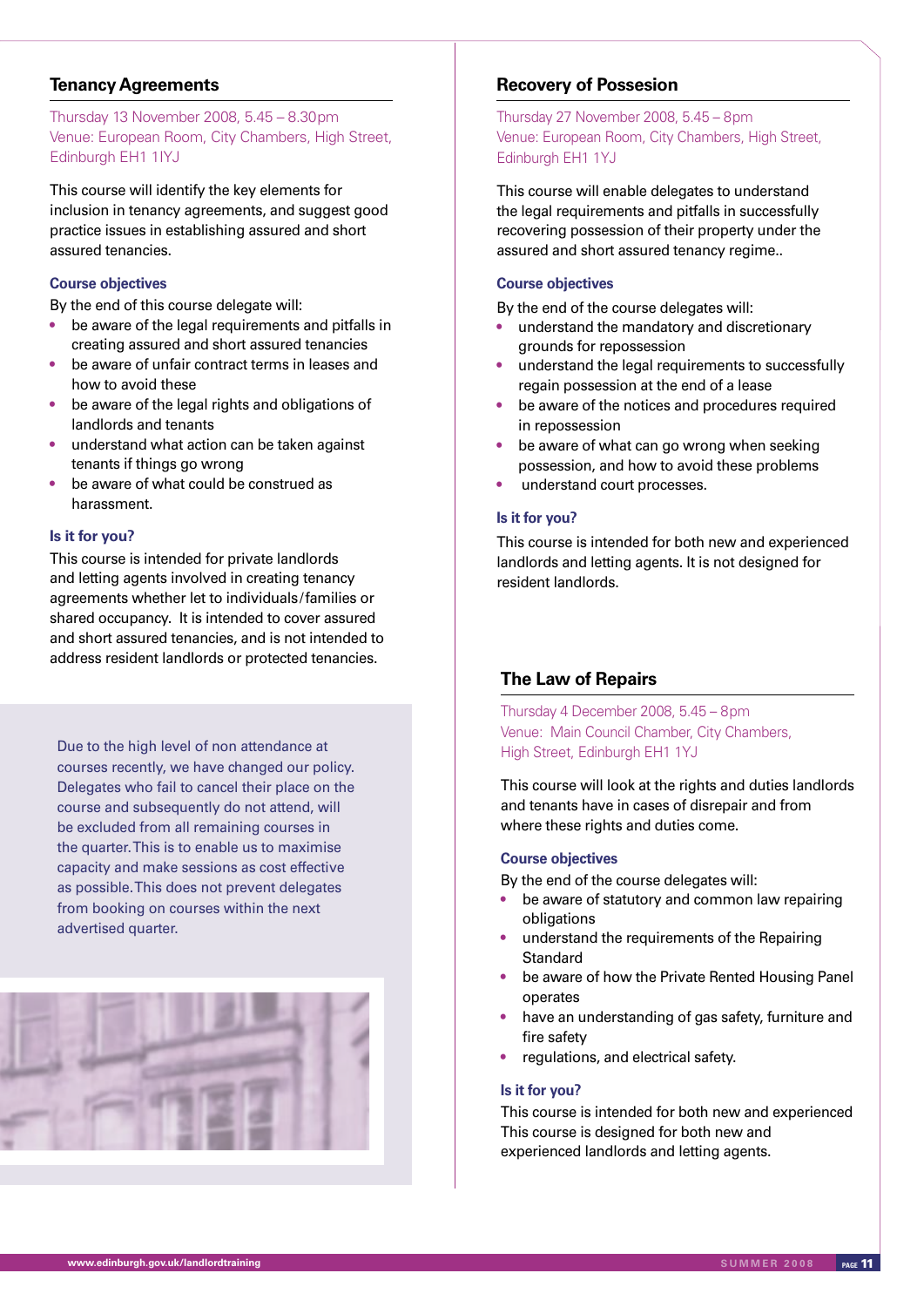## Tenancy Agreements

Thursday 13 November 2008, 5.45 – 8.30pm
Venue: European Room, City Chambers, High Street, Edinburgh EH1 1IYJ

This course will identify the key elements for inclusion in tenancy agreements, and suggest good practice issues in establishing assured and short assured tenancies.

### Course objectives

By the end of this course delegate will:

- be aware of the legal requirements and pitfalls in creating assured and short assured tenancies
- be aware of unfair contract terms in leases and how to avoid these
- be aware of the legal rights and obligations of landlords and tenants
- understand what action can be taken against tenants if things go wrong
- be aware of what could be construed as harassment.

### Is it for you?

This course is intended for private landlords and letting agents involved in creating tenancy agreements whether let to individuals/families or shared occupancy. It is intended to cover assured and short assured tenancies, and is not intended to address resident landlords or protected tenancies.

Due to the high level of non attendance at courses recently, we have changed our policy. Delegates who fail to cancel their place on the course and subsequently do not attend, will be excluded from all remaining courses in the quarter. This is to enable us to maximise capacity and make sessions as cost effective as possible. This does not prevent delegates from booking on courses within the next advertised quarter.

## Recovery of Possesion

Thursday 27 November 2008, 5.45 – 8pm
Venue: European Room, City Chambers, High Street, Edinburgh EH1 1YJ

This course will enable delegates to understand the legal requirements and pitfalls in successfully recovering possession of their property under the assured and short assured tenancy regime..

### Course objectives

By the end of the course delegates will:

- understand the mandatory and discretionary grounds for repossession
- understand the legal requirements to successfully regain possession at the end of a lease
- be aware of the notices and procedures required in repossession
- be aware of what can go wrong when seeking possession, and how to avoid these problems
- understand court processes.

### Is it for you?

This course is intended for both new and experienced landlords and letting agents. It is not designed for resident landlords.

## The Law of Repairs

Thursday 4 December 2008, 5.45 – 8pm
Venue: Main Council Chamber, City Chambers, High Street, Edinburgh EH1 1YJ

This course will look at the rights and duties landlords and tenants have in cases of disrepair and from where these rights and duties come.

### Course objectives

By the end of the course delegates will:

- be aware of statutory and common law repairing obligations
- understand the requirements of the Repairing Standard
- be aware of how the Private Rented Housing Panel operates
- have an understanding of gas safety, furniture and fire safety
- regulations, and electrical safety.

### Is it for you?

This course is intended for both new and experienced
This course is designed for both new and experienced landlords and letting agents.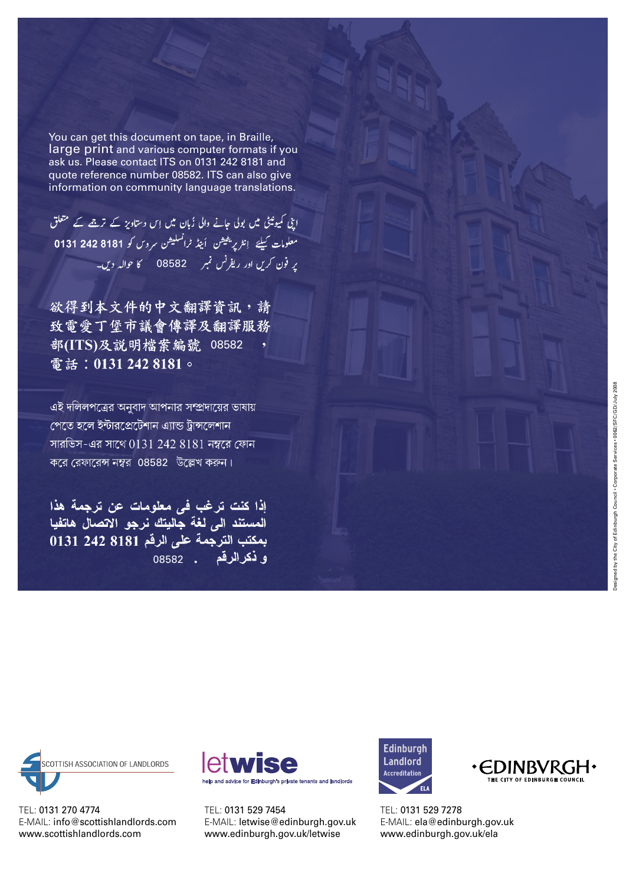You can get this document on tape, in Braille, large print and various computer formats if you ask us. Please contact ITS on 0131 242 8181 and quote reference number 08582. ITS can also give information on community language translations.

اپنی کمیونٹی میں بولی جانے والی زُبان میں اِس دستاویز کے ترجمے کے متعلق معلومات کیلئے انٹرپریٹیشن اینڈ ٹرانسلیشن سروس کو 0131 242 8181 پر فون کریں اور ریفرنس نمبر 08582 کا حوالہ دیں۔

欲得到本文件的中文翻譯資訊，請致電愛丁堡市議會傳譯及翻譯服務部(ITS)及說明檔案編號 08582 ，電話：0131 242 8181。

এই দলিলপত্রের অনুবাদ আপনার সম্প্রদায়ের ভাষায় পেতে হলে ইন্টারপ্রেটেশান এ্যান্ড ট্রান্সলেশান সারভিস-এর সাথে 0131 242 8181 নম্বরে ফোন করে রেফারেন্স নম্বর 08582 উল্লেখ করুন।

إذا كنت ترغب في معلومات عن ترجمة هذا المستند الى لغة جاليتك نرجو الاتصال هاتفيا بمكتب الترجمة على الرقم 0131 242 8181 و ذكرالرقم 08582 .

Designed by the City of Edinburgh Council • Corporate Services • 0082/SFC/GD/July 2008

SCOTTISH ASSOCIATION OF LANDLORDS

TEL: 0131 270 4774
E-MAIL: info@scottishlandlords.com
www.scottishlandlords.com

letwise
help and advice for Edinburgh's private tenants and landlords

TEL: 0131 529 7454
E-MAIL: letwise@edinburgh.gov.uk
www.edinburgh.gov.uk/letwise

Edinburgh Landlord Accreditation ELA

TEL: 0131 529 7278
E-MAIL: ela@edinburgh.gov.uk
www.edinburgh.gov.uk/ela

EDINBVRGH
THE CITY OF EDINBURGH COUNCIL